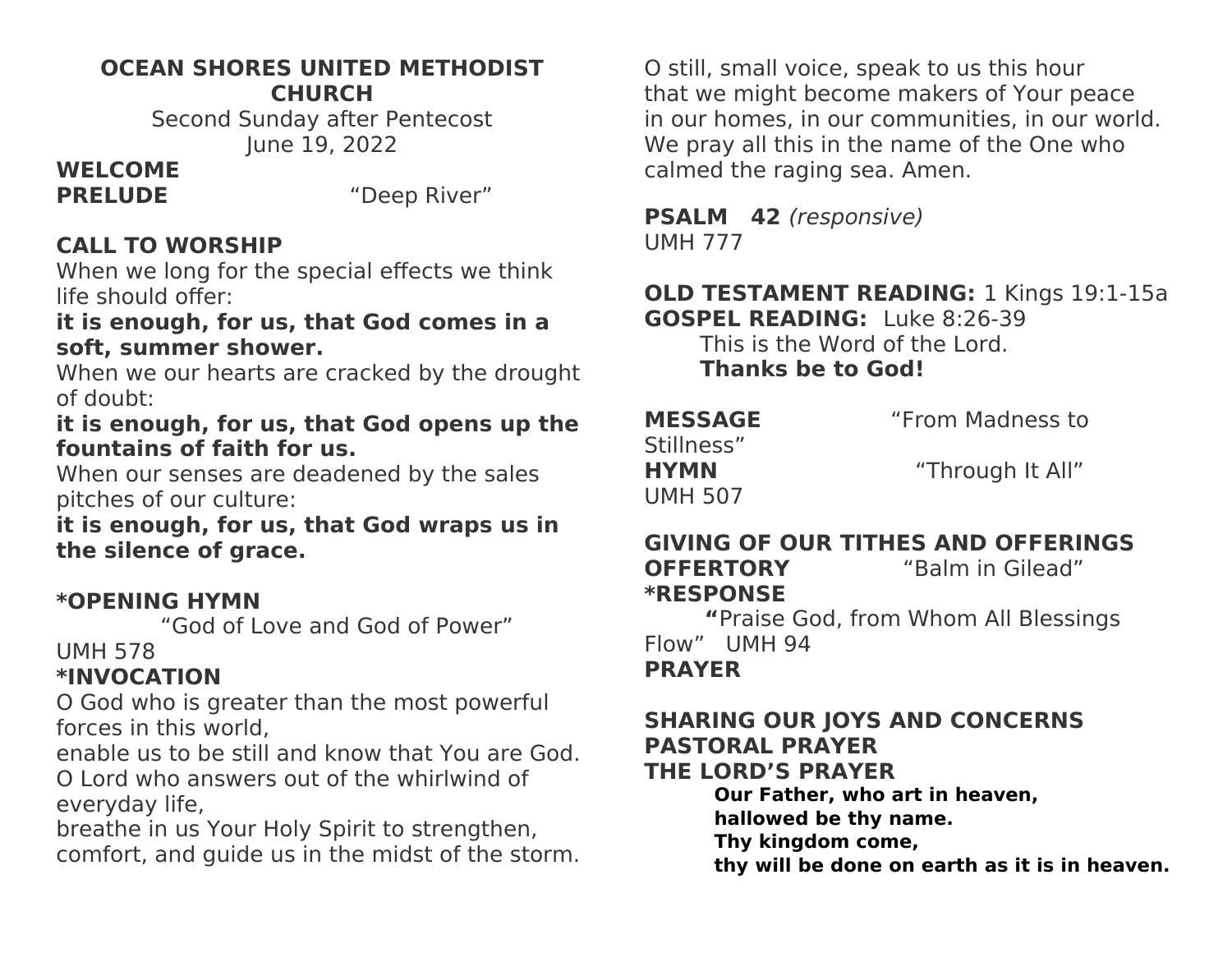**OCEAN SHORES UNITED METHODIST CHURCH**

Second Sunday after Pentecost

June 19, 2022

**WELCOME**

**PRELUDE** “Deep River”

**CALL TO WORSHIP**

When we long for the special effects we think life should offer:

**it is enough, for us, that God comes in a soft, summer shower.**

When we our hearts are cracked by the drought of doubt:

**it is enough, for us, that God opens up the fountains of faith for us.**

When our senses are deadened by the sales pitches of our culture:

**it is enough, for us, that God wraps us in the silence of grace.**

**\*OPENING HYMN**

“God of Love and God of Power” UMH 578

**\*INVOCATION**

O God who is greater than the most powerful forces in this world,
enable us to be still and know that You are God.
O Lord who answers out of the whirlwind of everyday life,
breathe in us Your Holy Spirit to strengthen, comfort, and guide us in the midst of the storm.
O still, small voice, speak to us this hour
that we might become makers of Your peace
in our homes, in our communities, in our world.
We pray all this in the name of the One who calmed the raging sea. Amen.

**PSALM 42** *(responsive)* UMH 777

**OLD TESTAMENT READING:** 1 Kings 19:1-15a

**GOSPEL READING:** Luke 8:26-39

This is the Word of the Lord.
**Thanks be to God!**

**MESSAGE** “From Madness to Stillness”

**HYMN** “Through It All” UMH 507

**GIVING OF OUR TITHES AND OFFERINGS**

**OFFERTORY** “Balm in Gilead”

**\*RESPONSE**

“Praise God, from Whom All Blessings Flow” UMH 94

**PRAYER**

**SHARING OUR JOYS AND CONCERNS**

**PASTORAL PRAYER**

**THE LORD’S PRAYER**

**Our Father, who art in heaven,**
**hallowed be thy name.**
**Thy kingdom come,**
**thy will be done on earth as it is in heaven.**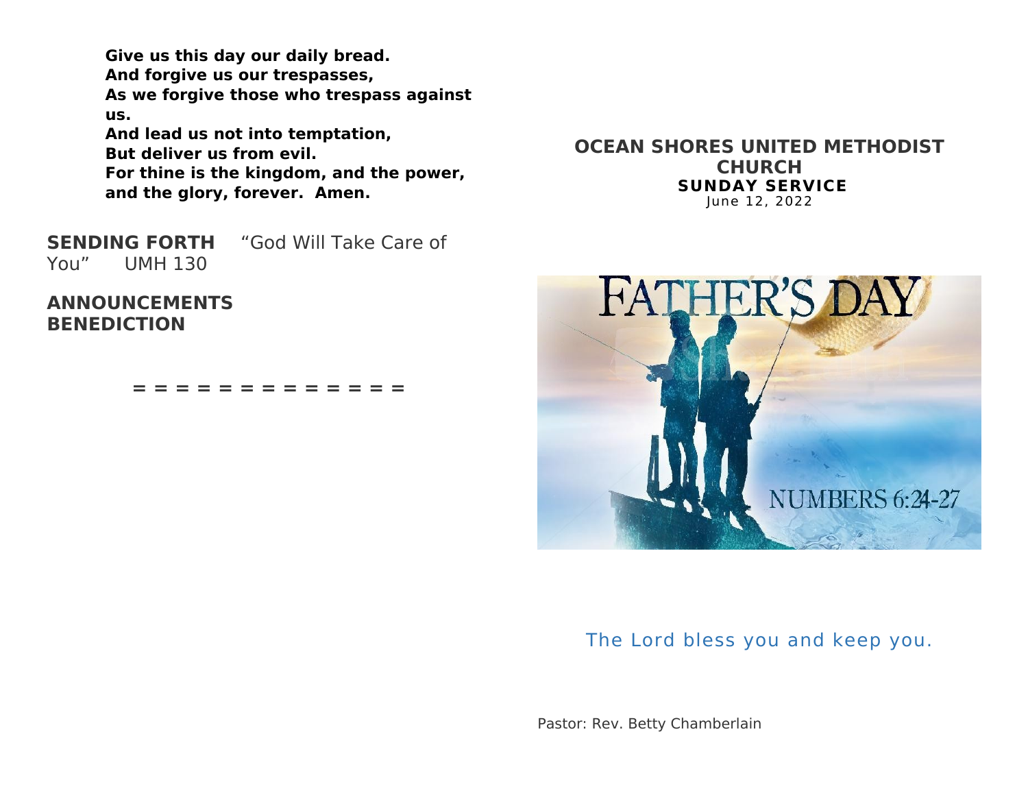**Give us this day our daily bread.**
**And forgive us our trespasses,**
**As we forgive those who trespass against us.**
**And lead us not into temptation,**
**But deliver us from evil.**
**For thine is the kingdom, and the power, and the glory, forever. Amen.**

**SENDING FORTH** "God Will Take Care of You" UMH 130

**ANNOUNCEMENTS**
**BENEDICTION**

= = = = = = = = = = = = = =

## OCEAN SHORES UNITED METHODIST CHURCH

**SUNDAY SERVICE**
June 12, 2022

The Lord bless you and keep you.

Pastor: Rev. Betty Chamberlain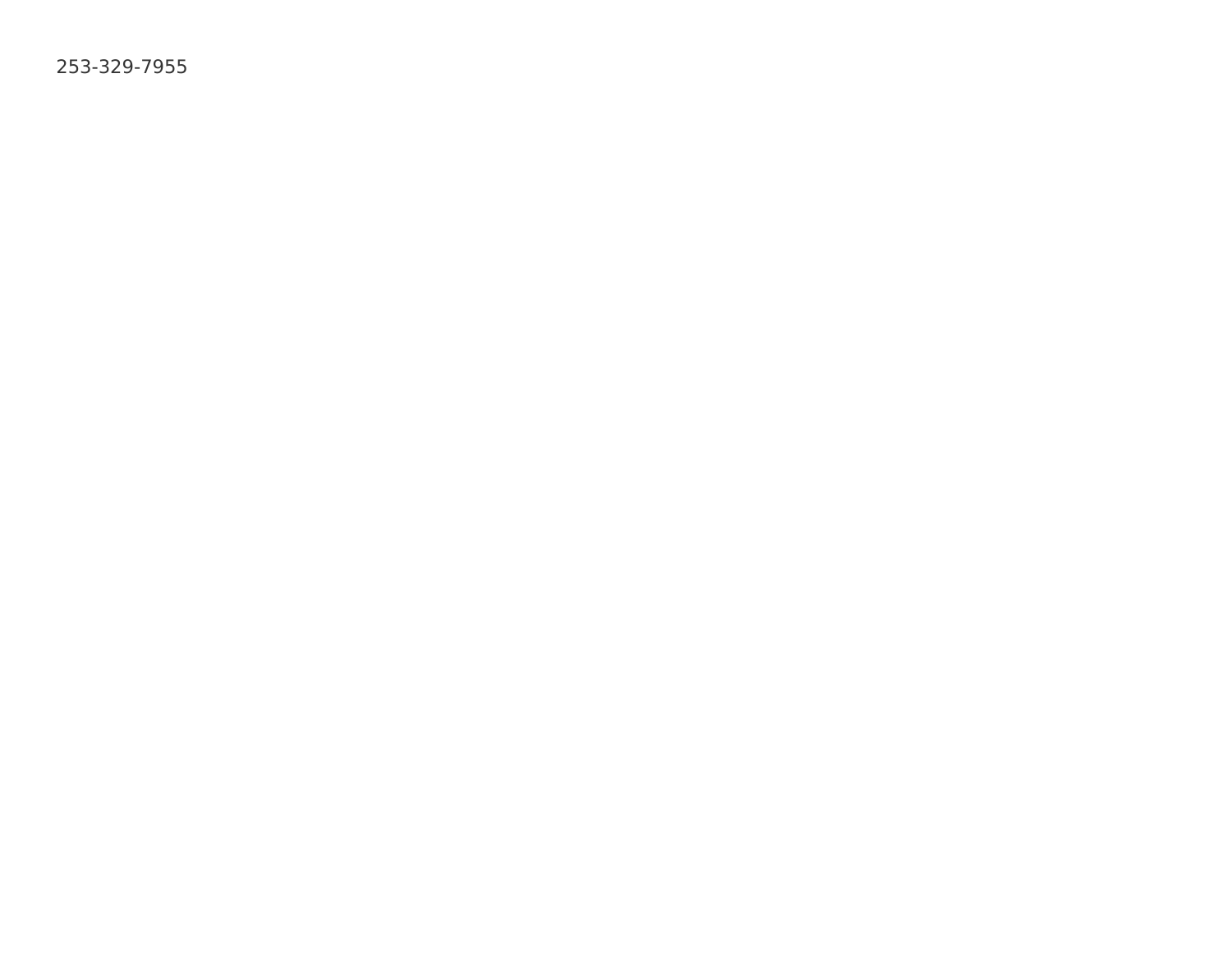253-329-7955